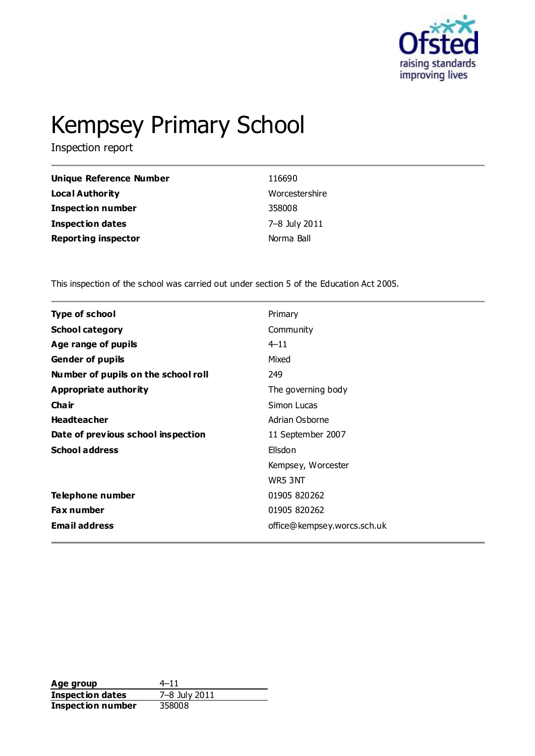# Kempsey Primary School

Inspection report

| | |
|---|---|
| **Unique Reference Number** | 116690 |
| **Local Authority** | Worcestershire |
| **Inspection number** | 358008 |
| **Inspection dates** | 7–8 July 2011 |
| **Reporting inspector** | Norma Ball |

This inspection of the school was carried out under section 5 of the Education Act 2005.

| | |
|---|---|
| **Type of school** | Primary |
| **School category** | Community |
| **Age range of pupils** | 4–11 |
| **Gender of pupils** | Mixed |
| **Number of pupils on the school roll** | 249 |
| **Appropriate authority** | The governing body |
| **Chair** | Simon Lucas |
| **Headteacher** | Adrian Osborne |
| **Date of previous school inspection** | 11 September 2007 |
| **School address** | Ellsdon<br>Kempsey, Worcester<br>WR5 3NT |
| **Telephone number** | 01905 820262 |
| **Fax number** | 01905 820262 |
| **Email address** | office@kempsey.worcs.sch.uk |

| | |
|---|---|
| **Age group** | 4–11 |
| **Inspection dates** | 7–8 July 2011 |
| **Inspection number** | 358008 |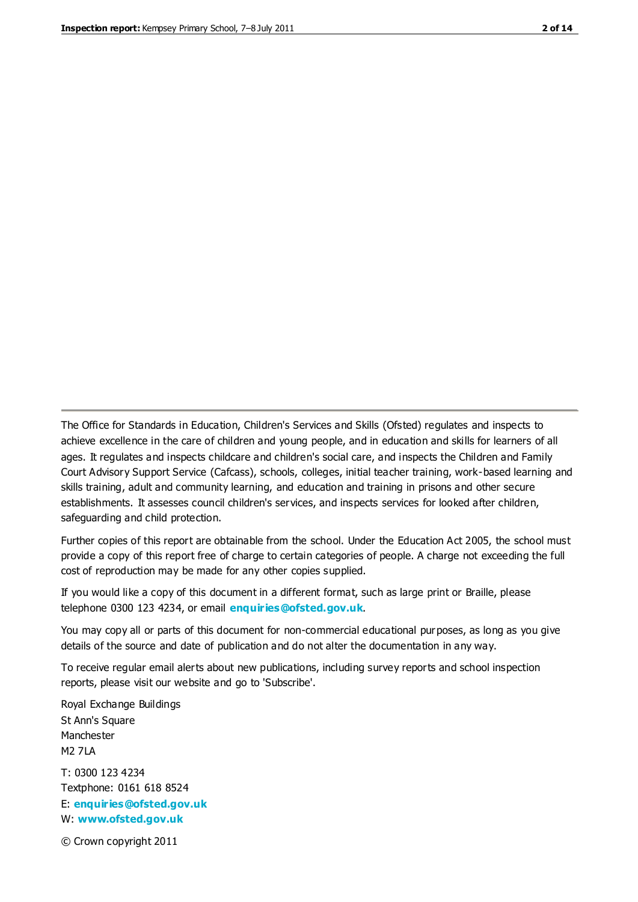The Office for Standards in Education, Children's Services and Skills (Ofsted) regulates and inspects to achieve excellence in the care of children and young people, and in education and skills for learners of all ages. It regulates and inspects childcare and children's social care, and inspects the Children and Family Court Advisory Support Service (Cafcass), schools, colleges, initial teacher training, work-based learning and skills training, adult and community learning, and education and training in prisons and other secure establishments. It assesses council children's services, and inspects services for looked after children, safeguarding and child protection.

Further copies of this report are obtainable from the school. Under the Education Act 2005, the school must provide a copy of this report free of charge to certain categories of people. A charge not exceeding the full cost of reproduction may be made for any other copies supplied.

If you would like a copy of this document in a different format, such as large print or Braille, please telephone 0300 123 4234, or email **enquiries@ofsted.gov.uk**.

You may copy all or parts of this document for non-commercial educational purposes, as long as you give details of the source and date of publication and do not alter the documentation in any way.

To receive regular email alerts about new publications, including survey reports and school inspection reports, please visit our website and go to 'Subscribe'.

Royal Exchange Buildings
St Ann's Square
Manchester
M2 7LA

T: 0300 123 4234
Textphone: 0161 618 8524
E: **enquiries@ofsted.gov.uk**
W: **www.ofsted.gov.uk**

© Crown copyright 2011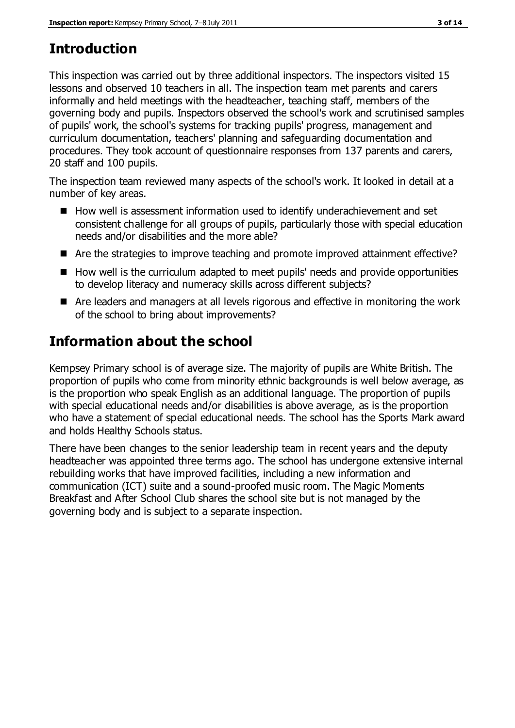## Introduction

This inspection was carried out by three additional inspectors. The inspectors visited 15 lessons and observed 10 teachers in all. The inspection team met parents and carers informally and held meetings with the headteacher, teaching staff, members of the governing body and pupils. Inspectors observed the school's work and scrutinised samples of pupils' work, the school's systems for tracking pupils' progress, management and curriculum documentation, teachers' planning and safeguarding documentation and procedures. They took account of questionnaire responses from 137 parents and carers, 20 staff and 100 pupils.

The inspection team reviewed many aspects of the school's work. It looked in detail at a number of key areas.

- How well is assessment information used to identify underachievement and set consistent challenge for all groups of pupils, particularly those with special education needs and/or disabilities and the more able?
- Are the strategies to improve teaching and promote improved attainment effective?
- How well is the curriculum adapted to meet pupils' needs and provide opportunities to develop literacy and numeracy skills across different subjects?
- Are leaders and managers at all levels rigorous and effective in monitoring the work of the school to bring about improvements?

## Information about the school

Kempsey Primary school is of average size. The majority of pupils are White British. The proportion of pupils who come from minority ethnic backgrounds is well below average, as is the proportion who speak English as an additional language. The proportion of pupils with special educational needs and/or disabilities is above average, as is the proportion who have a statement of special educational needs. The school has the Sports Mark award and holds Healthy Schools status.

There have been changes to the senior leadership team in recent years and the deputy headteacher was appointed three terms ago. The school has undergone extensive internal rebuilding works that have improved facilities, including a new information and communication (ICT) suite and a sound-proofed music room. The Magic Moments Breakfast and After School Club shares the school site but is not managed by the governing body and is subject to a separate inspection.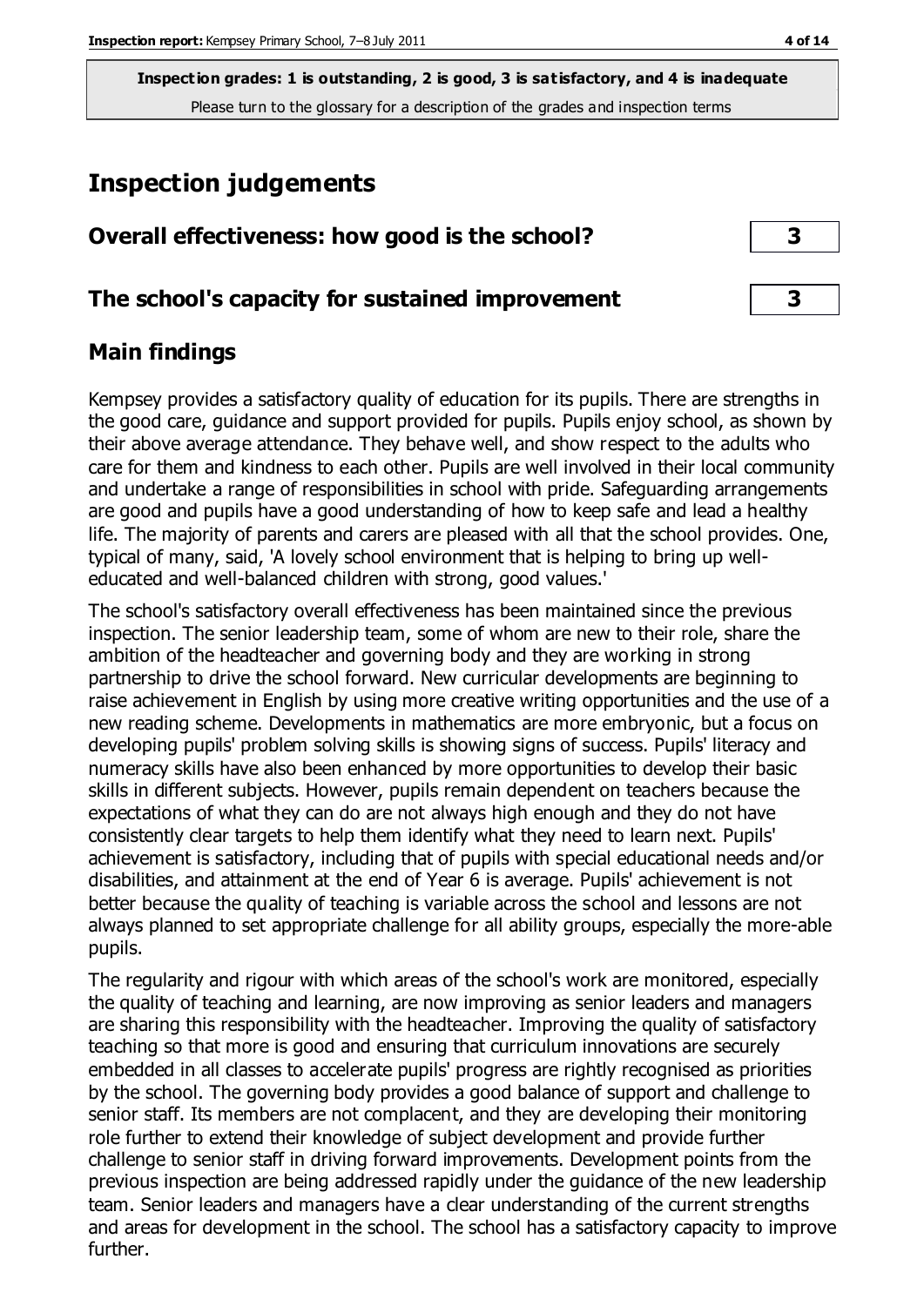**Inspection grades: 1 is outstanding, 2 is good, 3 is satisfactory, and 4 is inadequate**
Please turn to the glossary for a description of the grades and inspection terms

# Inspection judgements

| | |
|---|---|
| **Overall effectiveness: how good is the school?** | **3** |
| **The school's capacity for sustained improvement** | **3** |

## Main findings

Kempsey provides a satisfactory quality of education for its pupils. There are strengths in the good care, guidance and support provided for pupils. Pupils enjoy school, as shown by their above average attendance. They behave well, and show respect to the adults who care for them and kindness to each other. Pupils are well involved in their local community and undertake a range of responsibilities in school with pride. Safeguarding arrangements are good and pupils have a good understanding of how to keep safe and lead a healthy life. The majority of parents and carers are pleased with all that the school provides. One, typical of many, said, 'A lovely school environment that is helping to bring up well-educated and well-balanced children with strong, good values.'

The school's satisfactory overall effectiveness has been maintained since the previous inspection. The senior leadership team, some of whom are new to their role, share the ambition of the headteacher and governing body and they are working in strong partnership to drive the school forward. New curricular developments are beginning to raise achievement in English by using more creative writing opportunities and the use of a new reading scheme. Developments in mathematics are more embryonic, but a focus on developing pupils' problem solving skills is showing signs of success. Pupils' literacy and numeracy skills have also been enhanced by more opportunities to develop their basic skills in different subjects. However, pupils remain dependent on teachers because the expectations of what they can do are not always high enough and they do not have consistently clear targets to help them identify what they need to learn next. Pupils' achievement is satisfactory, including that of pupils with special educational needs and/or disabilities, and attainment at the end of Year 6 is average. Pupils' achievement is not better because the quality of teaching is variable across the school and lessons are not always planned to set appropriate challenge for all ability groups, especially the more-able pupils.

The regularity and rigour with which areas of the school's work are monitored, especially the quality of teaching and learning, are now improving as senior leaders and managers are sharing this responsibility with the headteacher. Improving the quality of satisfactory teaching so that more is good and ensuring that curriculum innovations are securely embedded in all classes to accelerate pupils' progress are rightly recognised as priorities by the school. The governing body provides a good balance of support and challenge to senior staff. Its members are not complacent, and they are developing their monitoring role further to extend their knowledge of subject development and provide further challenge to senior staff in driving forward improvements. Development points from the previous inspection are being addressed rapidly under the guidance of the new leadership team. Senior leaders and managers have a clear understanding of the current strengths and areas for development in the school. The school has a satisfactory capacity to improve further.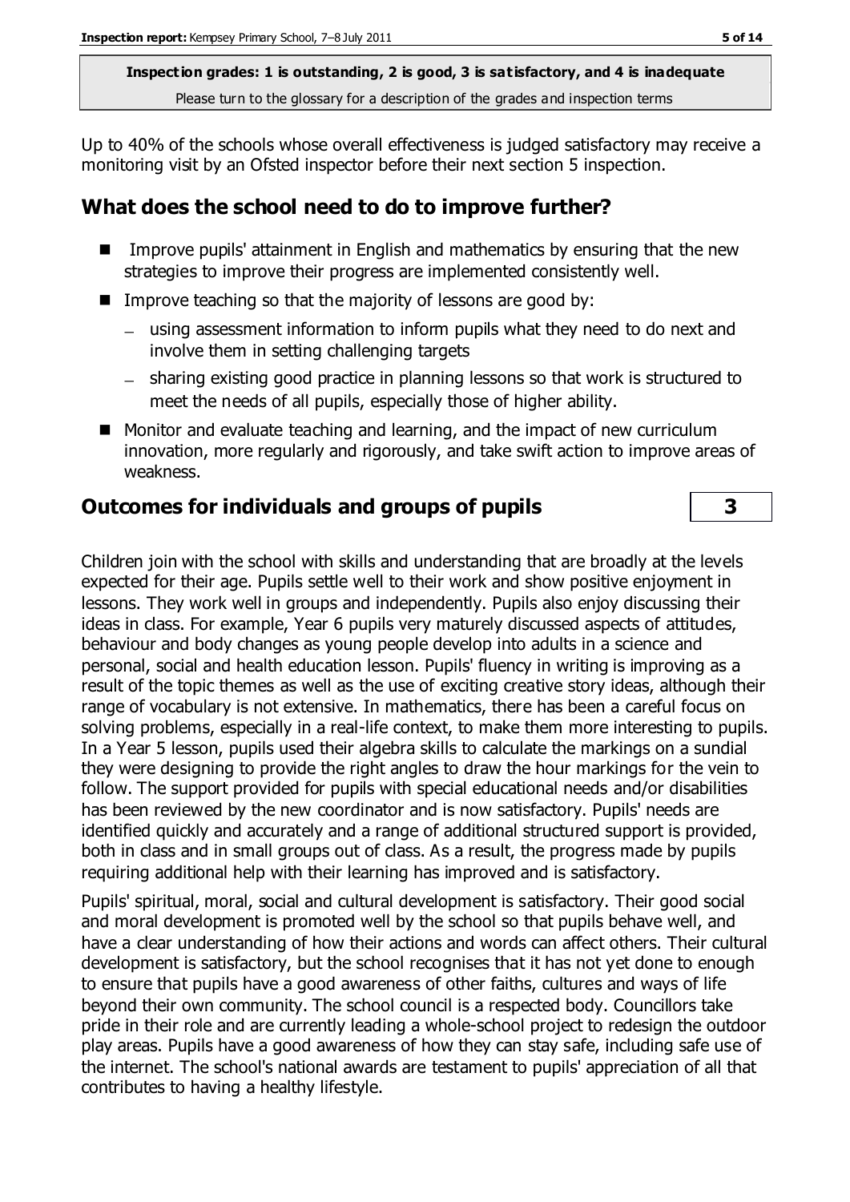**Inspection grades: 1 is outstanding, 2 is good, 3 is satisfactory, and 4 is inadequate**
Please turn to the glossary for a description of the grades and inspection terms

Up to 40% of the schools whose overall effectiveness is judged satisfactory may receive a monitoring visit by an Ofsted inspector before their next section 5 inspection.

## What does the school need to do to improve further?

- Improve pupils' attainment in English and mathematics by ensuring that the new strategies to improve their progress are implemented consistently well.
- Improve teaching so that the majority of lessons are good by:
  - using assessment information to inform pupils what they need to do next and involve them in setting challenging targets
  - sharing existing good practice in planning lessons so that work is structured to meet the needs of all pupils, especially those of higher ability.
- Monitor and evaluate teaching and learning, and the impact of new curriculum innovation, more regularly and rigorously, and take swift action to improve areas of weakness.

## Outcomes for individuals and groups of pupils — 3

Children join with the school with skills and understanding that are broadly at the levels expected for their age. Pupils settle well to their work and show positive enjoyment in lessons. They work well in groups and independently. Pupils also enjoy discussing their ideas in class. For example, Year 6 pupils very maturely discussed aspects of attitudes, behaviour and body changes as young people develop into adults in a science and personal, social and health education lesson. Pupils' fluency in writing is improving as a result of the topic themes as well as the use of exciting creative story ideas, although their range of vocabulary is not extensive. In mathematics, there has been a careful focus on solving problems, especially in a real-life context, to make them more interesting to pupils. In a Year 5 lesson, pupils used their algebra skills to calculate the markings on a sundial they were designing to provide the right angles to draw the hour markings for the vein to follow. The support provided for pupils with special educational needs and/or disabilities has been reviewed by the new coordinator and is now satisfactory. Pupils' needs are identified quickly and accurately and a range of additional structured support is provided, both in class and in small groups out of class. As a result, the progress made by pupils requiring additional help with their learning has improved and is satisfactory.

Pupils' spiritual, moral, social and cultural development is satisfactory. Their good social and moral development is promoted well by the school so that pupils behave well, and have a clear understanding of how their actions and words can affect others. Their cultural development is satisfactory, but the school recognises that it has not yet done to enough to ensure that pupils have a good awareness of other faiths, cultures and ways of life beyond their own community. The school council is a respected body. Councillors take pride in their role and are currently leading a whole-school project to redesign the outdoor play areas. Pupils have a good awareness of how they can stay safe, including safe use of the internet. The school's national awards are testament to pupils' appreciation of all that contributes to having a healthy lifestyle.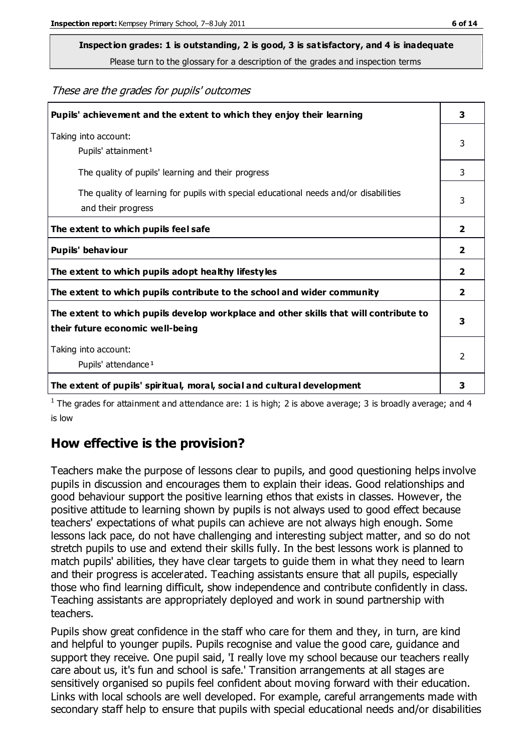**Inspection grades: 1 is outstanding, 2 is good, 3 is satisfactory, and 4 is inadequate**

Please turn to the glossary for a description of the grades and inspection terms

*These are the grades for pupils' outcomes*

| | |
|---|---|
| **Pupils' achievement and the extent to which they enjoy their learning** | **3** |
| Taking into account: Pupils' attainment[1] | 3 |
| The quality of pupils' learning and their progress | 3 |
| The quality of learning for pupils with special educational needs and/or disabilities and their progress | 3 |
| **The extent to which pupils feel safe** | **2** |
| **Pupils' behaviour** | **2** |
| **The extent to which pupils adopt healthy lifestyles** | **2** |
| **The extent to which pupils contribute to the school and wider community** | **2** |
| **The extent to which pupils develop workplace and other skills that will contribute to their future economic well-being** | **3** |
| Taking into account: Pupils' attendance[1] | 2 |
| **The extent of pupils' spiritual, moral, social and cultural development** | **3** |

[1] The grades for attainment and attendance are: 1 is high; 2 is above average; 3 is broadly average; and 4 is low

## How effective is the provision?

Teachers make the purpose of lessons clear to pupils, and good questioning helps involve pupils in discussion and encourages them to explain their ideas. Good relationships and good behaviour support the positive learning ethos that exists in classes. However, the positive attitude to learning shown by pupils is not always used to good effect because teachers' expectations of what pupils can achieve are not always high enough. Some lessons lack pace, do not have challenging and interesting subject matter, and so do not stretch pupils to use and extend their skills fully. In the best lessons work is planned to match pupils' abilities, they have clear targets to guide them in what they need to learn and their progress is accelerated. Teaching assistants ensure that all pupils, especially those who find learning difficult, show independence and contribute confidently in class. Teaching assistants are appropriately deployed and work in sound partnership with teachers.

Pupils show great confidence in the staff who care for them and they, in turn, are kind and helpful to younger pupils. Pupils recognise and value the good care, guidance and support they receive. One pupil said, 'I really love my school because our teachers really care about us, it's fun and school is safe.' Transition arrangements at all stages are sensitively organised so pupils feel confident about moving forward with their education. Links with local schools are well developed. For example, careful arrangements made with secondary staff help to ensure that pupils with special educational needs and/or disabilities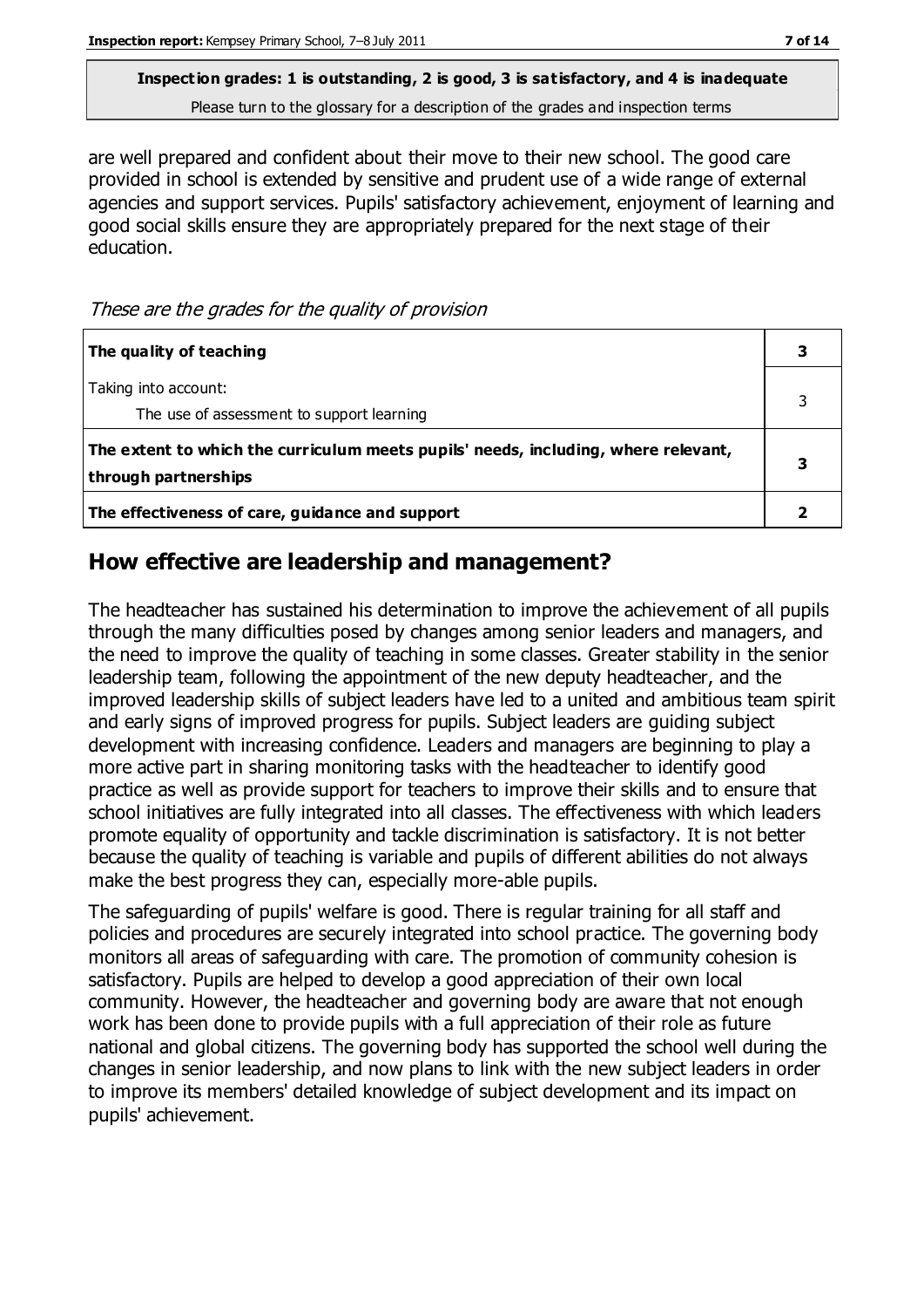**Inspection grades: 1 is outstanding, 2 is good, 3 is satisfactory, and 4 is inadequate**
Please turn to the glossary for a description of the grades and inspection terms

are well prepared and confident about their move to their new school. The good care provided in school is extended by sensitive and prudent use of a wide range of external agencies and support services. Pupils' satisfactory achievement, enjoyment of learning and good social skills ensure they are appropriately prepared for the next stage of their education.

*These are the grades for the quality of provision*

| | |
|---|---|
| **The quality of teaching** | **3** |
| Taking into account:<br>The use of assessment to support learning | 3 |
| **The extent to which the curriculum meets pupils' needs, including, where relevant, through partnerships** | **3** |
| **The effectiveness of care, guidance and support** | **2** |

## How effective are leadership and management?

The headteacher has sustained his determination to improve the achievement of all pupils through the many difficulties posed by changes among senior leaders and managers, and the need to improve the quality of teaching in some classes. Greater stability in the senior leadership team, following the appointment of the new deputy headteacher, and the improved leadership skills of subject leaders have led to a united and ambitious team spirit and early signs of improved progress for pupils. Subject leaders are guiding subject development with increasing confidence. Leaders and managers are beginning to play a more active part in sharing monitoring tasks with the headteacher to identify good practice as well as provide support for teachers to improve their skills and to ensure that school initiatives are fully integrated into all classes. The effectiveness with which leaders promote equality of opportunity and tackle discrimination is satisfactory. It is not better because the quality of teaching is variable and pupils of different abilities do not always make the best progress they can, especially more-able pupils.

The safeguarding of pupils' welfare is good. There is regular training for all staff and policies and procedures are securely integrated into school practice. The governing body monitors all areas of safeguarding with care. The promotion of community cohesion is satisfactory. Pupils are helped to develop a good appreciation of their own local community. However, the headteacher and governing body are aware that not enough work has been done to provide pupils with a full appreciation of their role as future national and global citizens. The governing body has supported the school well during the changes in senior leadership, and now plans to link with the new subject leaders in order to improve its members' detailed knowledge of subject development and its impact on pupils' achievement.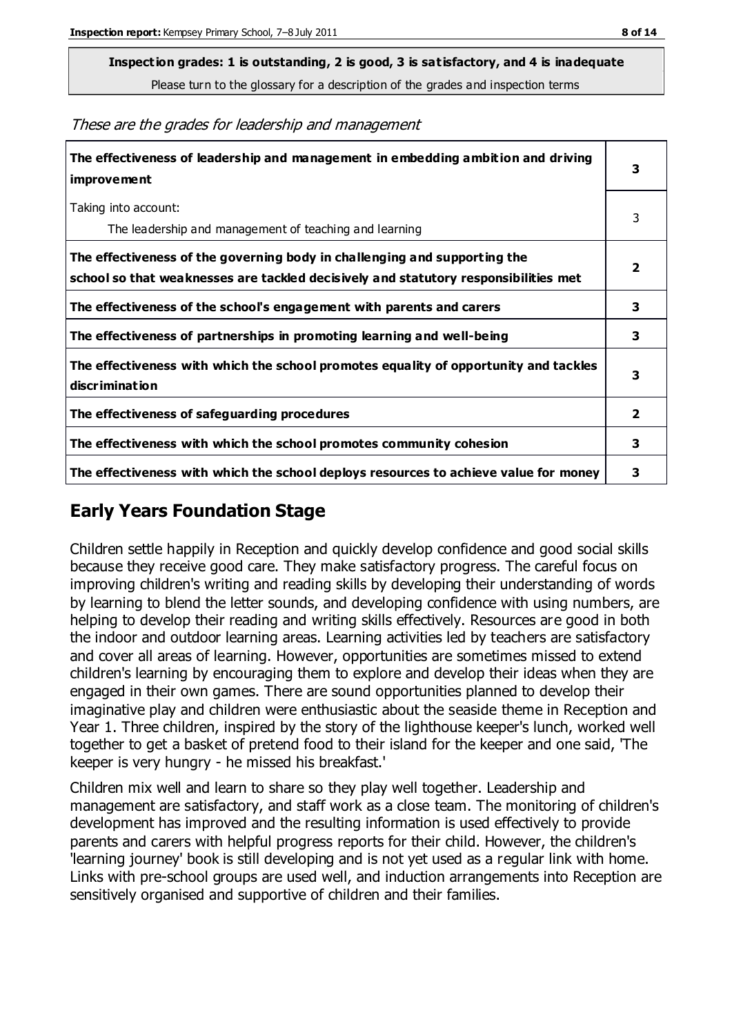**Inspection grades: 1 is outstanding, 2 is good, 3 is satisfactory, and 4 is inadequate**
Please turn to the glossary for a description of the grades and inspection terms

*These are the grades for leadership and management*

| | |
|---|---|
| **The effectiveness of leadership and management in embedding ambition and driving improvement** | **3** |
| Taking into account: The leadership and management of teaching and learning | 3 |
| **The effectiveness of the governing body in challenging and supporting the school so that weaknesses are tackled decisively and statutory responsibilities met** | **2** |
| **The effectiveness of the school's engagement with parents and carers** | **3** |
| **The effectiveness of partnerships in promoting learning and well-being** | **3** |
| **The effectiveness with which the school promotes equality of opportunity and tackles discrimination** | **3** |
| **The effectiveness of safeguarding procedures** | **2** |
| **The effectiveness with which the school promotes community cohesion** | **3** |
| **The effectiveness with which the school deploys resources to achieve value for money** | **3** |

## Early Years Foundation Stage

Children settle happily in Reception and quickly develop confidence and good social skills because they receive good care. They make satisfactory progress. The careful focus on improving children's writing and reading skills by developing their understanding of words by learning to blend the letter sounds, and developing confidence with using numbers, are helping to develop their reading and writing skills effectively. Resources are good in both the indoor and outdoor learning areas. Learning activities led by teachers are satisfactory and cover all areas of learning. However, opportunities are sometimes missed to extend children's learning by encouraging them to explore and develop their ideas when they are engaged in their own games. There are sound opportunities planned to develop their imaginative play and children were enthusiastic about the seaside theme in Reception and Year 1. Three children, inspired by the story of the lighthouse keeper's lunch, worked well together to get a basket of pretend food to their island for the keeper and one said, 'The keeper is very hungry - he missed his breakfast.'

Children mix well and learn to share so they play well together. Leadership and management are satisfactory, and staff work as a close team. The monitoring of children's development has improved and the resulting information is used effectively to provide parents and carers with helpful progress reports for their child. However, the children's 'learning journey' book is still developing and is not yet used as a regular link with home. Links with pre-school groups are used well, and induction arrangements into Reception are sensitively organised and supportive of children and their families.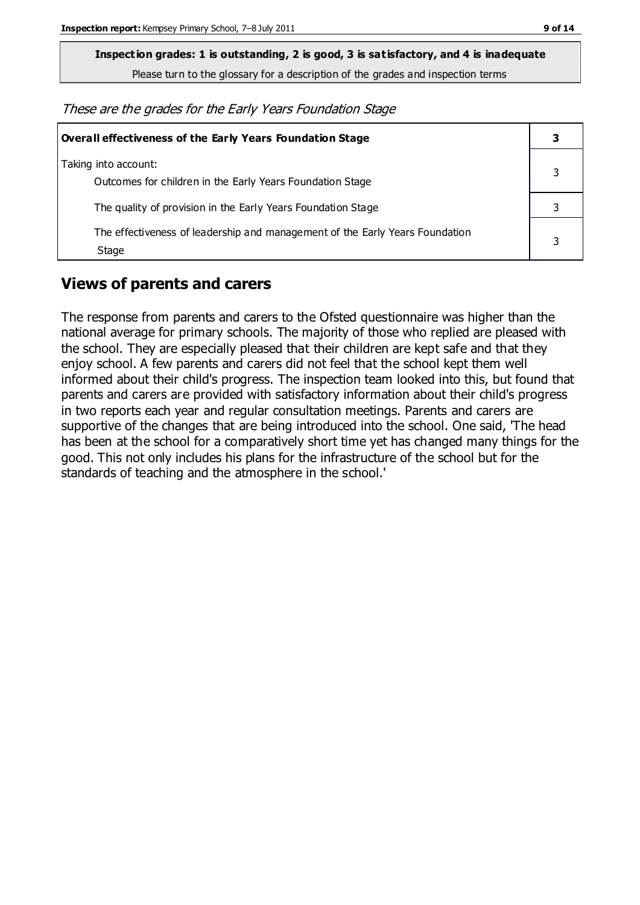**Inspection grades: 1 is outstanding, 2 is good, 3 is satisfactory, and 4 is inadequate**

Please turn to the glossary for a description of the grades and inspection terms

*These are the grades for the Early Years Foundation Stage*

| **Overall effectiveness of the Early Years Foundation Stage** | **3** |
|---|---|
| Taking into account:<br>Outcomes for children in the Early Years Foundation Stage | 3 |
| The quality of provision in the Early Years Foundation Stage | 3 |
| The effectiveness of leadership and management of the Early Years Foundation Stage | 3 |

## Views of parents and carers

The response from parents and carers to the Ofsted questionnaire was higher than the national average for primary schools. The majority of those who replied are pleased with the school. They are especially pleased that their children are kept safe and that they enjoy school. A few parents and carers did not feel that the school kept them well informed about their child's progress. The inspection team looked into this, but found that parents and carers are provided with satisfactory information about their child's progress in two reports each year and regular consultation meetings. Parents and carers are supportive of the changes that are being introduced into the school. One said, 'The head has been at the school for a comparatively short time yet has changed many things for the good. This not only includes his plans for the infrastructure of the school but for the standards of teaching and the atmosphere in the school.'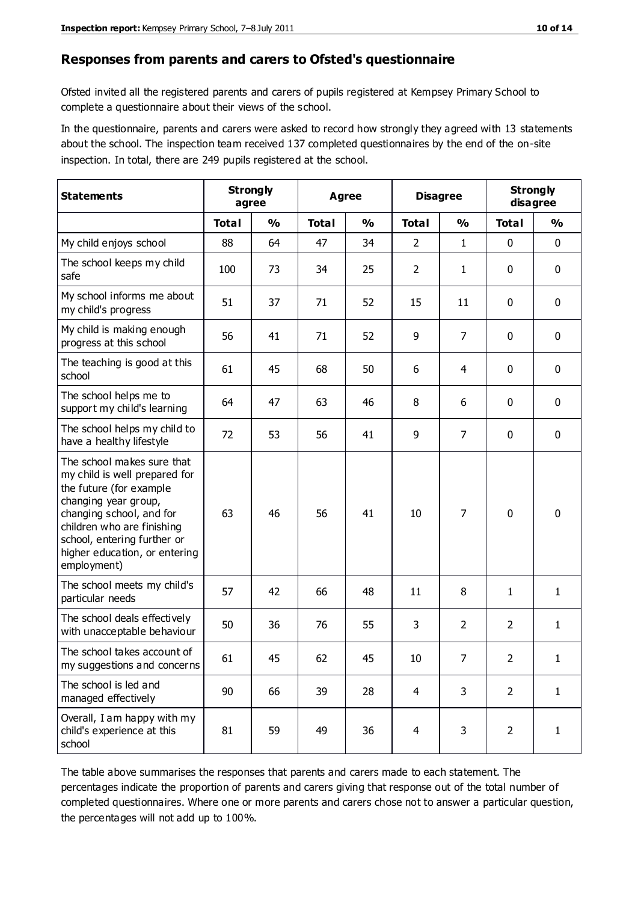## Responses from parents and carers to Ofsted's questionnaire

Ofsted invited all the registered parents and carers of pupils registered at Kempsey Primary School to complete a questionnaire about their views of the school.

In the questionnaire, parents and carers were asked to record how strongly they agreed with 13 statements about the school. The inspection team received 137 completed questionnaires by the end of the on-site inspection. In total, there are 249 pupils registered at the school.

| Statements | Strongly agree | | Agree | | Disagree | | Strongly disagree | |
|---|---|---|---|---|---|---|---|---|
| | Total | % | Total | % | Total | % | Total | % |
| My child enjoys school | 88 | 64 | 47 | 34 | 2 | 1 | 0 | 0 |
| The school keeps my child safe | 100 | 73 | 34 | 25 | 2 | 1 | 0 | 0 |
| My school informs me about my child's progress | 51 | 37 | 71 | 52 | 15 | 11 | 0 | 0 |
| My child is making enough progress at this school | 56 | 41 | 71 | 52 | 9 | 7 | 0 | 0 |
| The teaching is good at this school | 61 | 45 | 68 | 50 | 6 | 4 | 0 | 0 |
| The school helps me to support my child's learning | 64 | 47 | 63 | 46 | 8 | 6 | 0 | 0 |
| The school helps my child to have a healthy lifestyle | 72 | 53 | 56 | 41 | 9 | 7 | 0 | 0 |
| The school makes sure that my child is well prepared for the future (for example changing year group, changing school, and for children who are finishing school, entering further or higher education, or entering employment) | 63 | 46 | 56 | 41 | 10 | 7 | 0 | 0 |
| The school meets my child's particular needs | 57 | 42 | 66 | 48 | 11 | 8 | 1 | 1 |
| The school deals effectively with unacceptable behaviour | 50 | 36 | 76 | 55 | 3 | 2 | 2 | 1 |
| The school takes account of my suggestions and concerns | 61 | 45 | 62 | 45 | 10 | 7 | 2 | 1 |
| The school is led and managed effectively | 90 | 66 | 39 | 28 | 4 | 3 | 2 | 1 |
| Overall, I am happy with my child's experience at this school | 81 | 59 | 49 | 36 | 4 | 3 | 2 | 1 |

The table above summarises the responses that parents and carers made to each statement. The percentages indicate the proportion of parents and carers giving that response out of the total number of completed questionnaires. Where one or more parents and carers chose not to answer a particular question, the percentages will not add up to 100%.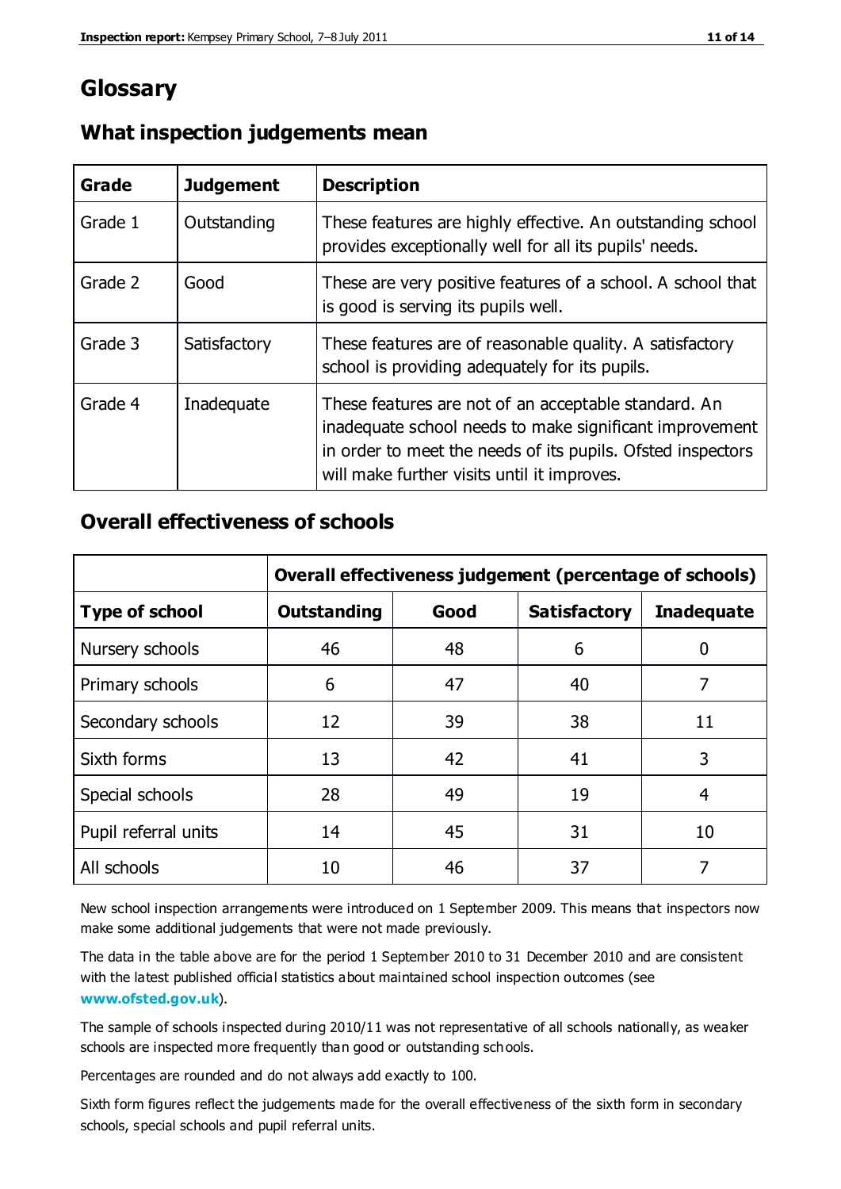# Glossary

## What inspection judgements mean

| Grade | Judgement | Description |
|---|---|---|
| Grade 1 | Outstanding | These features are highly effective. An outstanding school provides exceptionally well for all its pupils' needs. |
| Grade 2 | Good | These are very positive features of a school. A school that is good is serving its pupils well. |
| Grade 3 | Satisfactory | These features are of reasonable quality. A satisfactory school is providing adequately for its pupils. |
| Grade 4 | Inadequate | These features are not of an acceptable standard. An inadequate school needs to make significant improvement in order to meet the needs of its pupils. Ofsted inspectors will make further visits until it improves. |

## Overall effectiveness of schools

| | Overall effectiveness judgement (percentage of schools) | | | |
|---|---|---|---|---|
| **Type of school** | **Outstanding** | **Good** | **Satisfactory** | **Inadequate** |
| Nursery schools | 46 | 48 | 6 | 0 |
| Primary schools | 6 | 47 | 40 | 7 |
| Secondary schools | 12 | 39 | 38 | 11 |
| Sixth forms | 13 | 42 | 41 | 3 |
| Special schools | 28 | 49 | 19 | 4 |
| Pupil referral units | 14 | 45 | 31 | 10 |
| All schools | 10 | 46 | 37 | 7 |

New school inspection arrangements were introduced on 1 September 2009. This means that inspectors now make some additional judgements that were not made previously.

The data in the table above are for the period 1 September 2010 to 31 December 2010 and are consistent with the latest published official statistics about maintained school inspection outcomes (see **www.ofsted.gov.uk**).

The sample of schools inspected during 2010/11 was not representative of all schools nationally, as weaker schools are inspected more frequently than good or outstanding schools.

Percentages are rounded and do not always add exactly to 100.

Sixth form figures reflect the judgements made for the overall effectiveness of the sixth form in secondary schools, special schools and pupil referral units.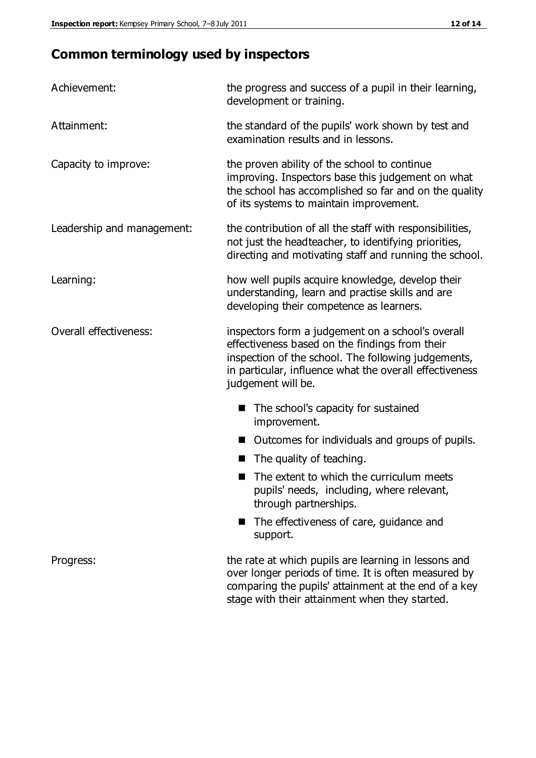## Common terminology used by inspectors

| | |
|---|---|
| Achievement: | the progress and success of a pupil in their learning, development or training. |
| Attainment: | the standard of the pupils' work shown by test and examination results and in lessons. |
| Capacity to improve: | the proven ability of the school to continue improving. Inspectors base this judgement on what the school has accomplished so far and on the quality of its systems to maintain improvement. |
| Leadership and management: | the contribution of all the staff with responsibilities, not just the headteacher, to identifying priorities, directing and motivating staff and running the school. |
| Learning: | how well pupils acquire knowledge, develop their understanding, learn and practise skills and are developing their competence as learners. |
| Overall effectiveness: | inspectors form a judgement on a school's overall effectiveness based on the findings from their inspection of the school. The following judgements, in particular, influence what the overall effectiveness judgement will be. |

- The school's capacity for sustained improvement.
- Outcomes for individuals and groups of pupils.
- The quality of teaching.
- The extent to which the curriculum meets pupils' needs, including, where relevant, through partnerships.
- The effectiveness of care, guidance and support.

| | |
|---|---|
| Progress: | the rate at which pupils are learning in lessons and over longer periods of time. It is often measured by comparing the pupils' attainment at the end of a key stage with their attainment when they started. |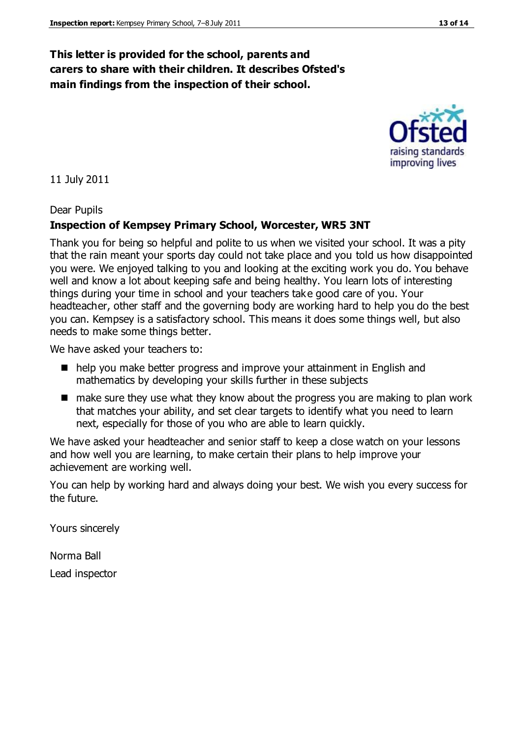**This letter is provided for the school, parents and carers to share with their children. It describes Ofsted's main findings from the inspection of their school.**

11 July 2011

Dear Pupils

**Inspection of Kempsey Primary School, Worcester, WR5 3NT**

Thank you for being so helpful and polite to us when we visited your school. It was a pity that the rain meant your sports day could not take place and you told us how disappointed you were. We enjoyed talking to you and looking at the exciting work you do. You behave well and know a lot about keeping safe and being healthy. You learn lots of interesting things during your time in school and your teachers take good care of you. Your headteacher, other staff and the governing body are working hard to help you do the best you can. Kempsey is a satisfactory school. This means it does some things well, but also needs to make some things better.

We have asked your teachers to:

- help you make better progress and improve your attainment in English and mathematics by developing your skills further in these subjects
- make sure they use what they know about the progress you are making to plan work that matches your ability, and set clear targets to identify what you need to learn next, especially for those of you who are able to learn quickly.

We have asked your headteacher and senior staff to keep a close watch on your lessons and how well you are learning, to make certain their plans to help improve your achievement are working well.

You can help by working hard and always doing your best. We wish you every success for the future.

Yours sincerely

Norma Ball

Lead inspector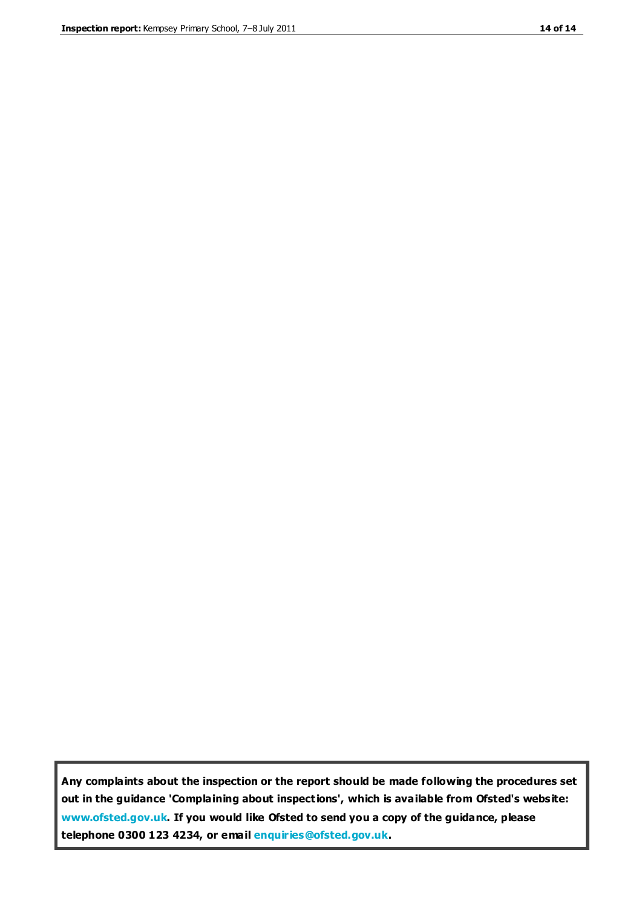**Any complaints about the inspection or the report should be made following the procedures set out in the guidance 'Complaining about inspections', which is available from Ofsted's website: www.ofsted.gov.uk. If you would like Ofsted to send you a copy of the guidance, please telephone 0300 123 4234, or email enquiries@ofsted.gov.uk.**